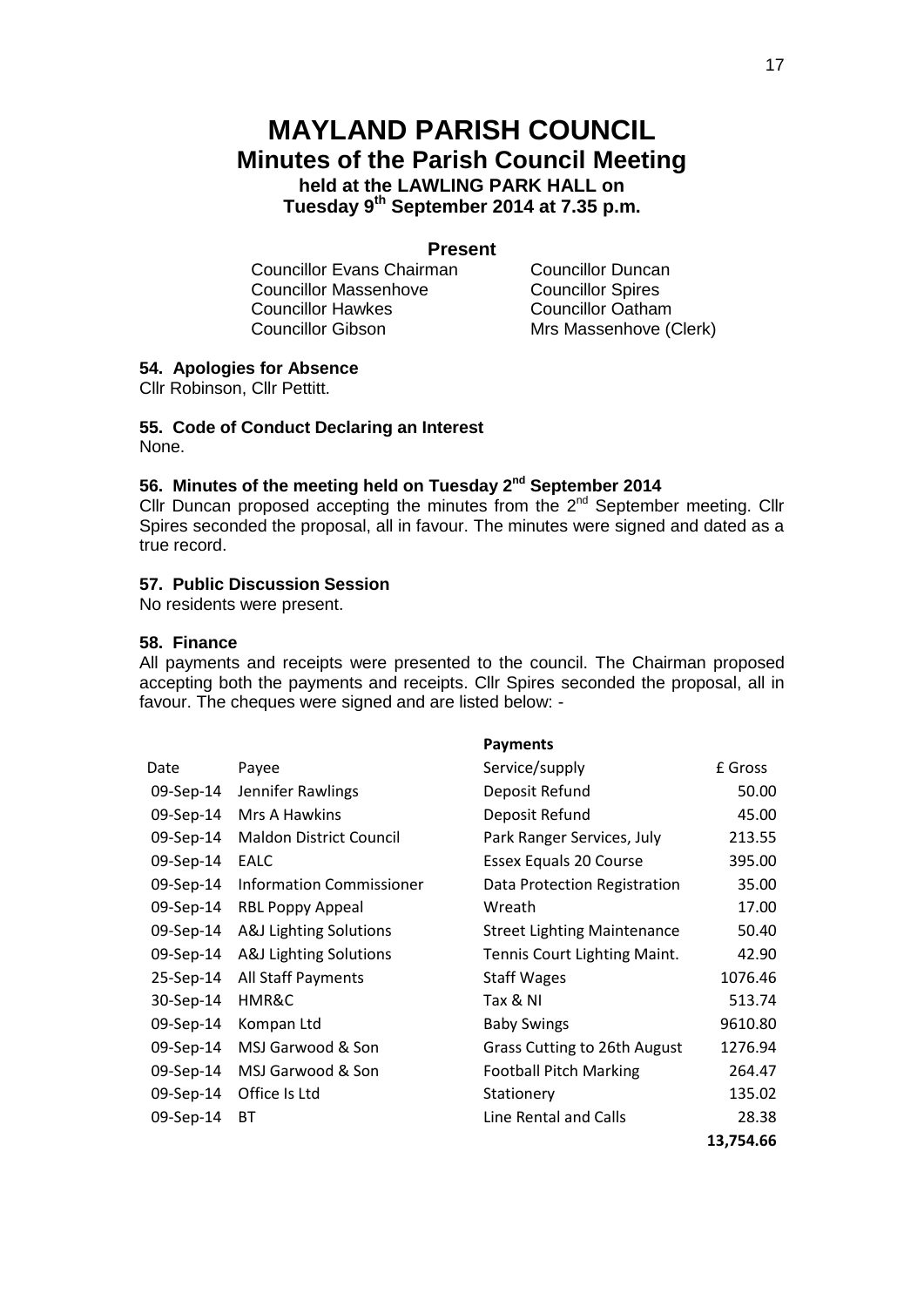# MAYLAND PARISH COUNCIL
## Minutes of the Parish Council Meeting
### held at the LAWLING PARK HALL on Tuesday 9th September 2014 at 7.35 p.m.

**Present**

Councillor Evans Chairman
Councillor Massenhove
Councillor Hawkes
Councillor Gibson
Councillor Duncan
Councillor Spires
Councillor Oatham
Mrs Massenhove (Clerk)

**54. Apologies for Absence**

Cllr Robinson, Cllr Pettitt.

**55. Code of Conduct Declaring an Interest**

None.

**56. Minutes of the meeting held on Tuesday 2nd September 2014**

Cllr Duncan proposed accepting the minutes from the 2nd September meeting. Cllr Spires seconded the proposal, all in favour. The minutes were signed and dated as a true record.

**57. Public Discussion Session**

No residents were present.

**58. Finance**

All payments and receipts were presented to the council. The Chairman proposed accepting both the payments and receipts. Cllr Spires seconded the proposal, all in favour. The cheques were signed and are listed below: -

**Payments**

| Date | Payee | Service/supply | £ Gross |
|---|---|---|---|
| 09-Sep-14 | Jennifer Rawlings | Deposit Refund | 50.00 |
| 09-Sep-14 | Mrs A Hawkins | Deposit Refund | 45.00 |
| 09-Sep-14 | Maldon District Council | Park Ranger Services, July | 213.55 |
| 09-Sep-14 | EALC | Essex Equals 20 Course | 395.00 |
| 09-Sep-14 | Information Commissioner | Data Protection Registration | 35.00 |
| 09-Sep-14 | RBL Poppy Appeal | Wreath | 17.00 |
| 09-Sep-14 | A&J Lighting Solutions | Street Lighting Maintenance | 50.40 |
| 09-Sep-14 | A&J Lighting Solutions | Tennis Court Lighting Maint. | 42.90 |
| 25-Sep-14 | All Staff Payments | Staff Wages | 1076.46 |
| 30-Sep-14 | HMR&C | Tax & NI | 513.74 |
| 09-Sep-14 | Kompan Ltd | Baby Swings | 9610.80 |
| 09-Sep-14 | MSJ Garwood & Son | Grass Cutting to 26th August | 1276.94 |
| 09-Sep-14 | MSJ Garwood & Son | Football Pitch Marking | 264.47 |
| 09-Sep-14 | Office Is Ltd | Stationery | 135.02 |
| 09-Sep-14 | BT | Line Rental and Calls | 28.38 |
| | | | **13,754.66** |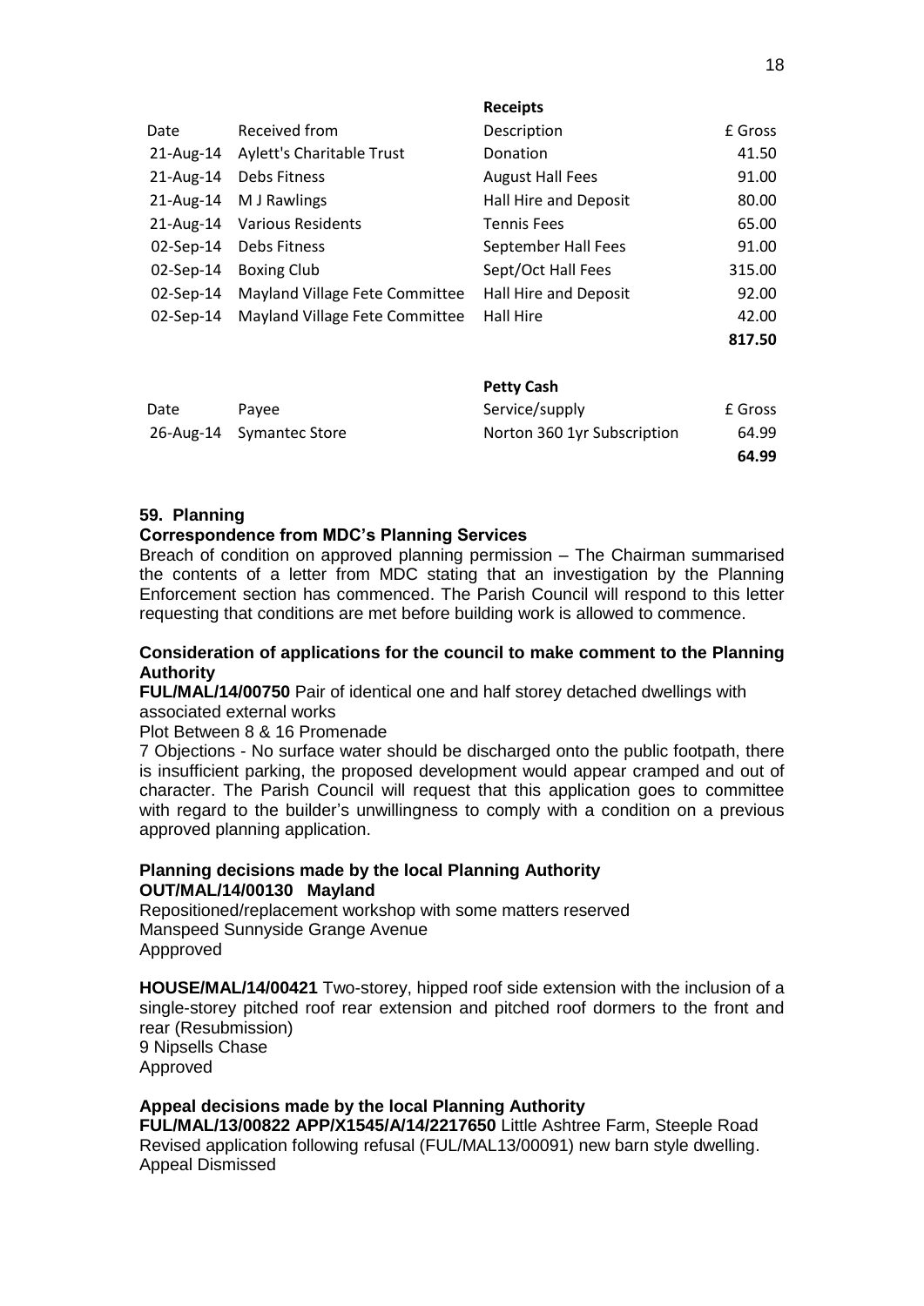**Receipts**

| Date | Received from | Description | £ Gross |
|---|---|---|---|
| 21-Aug-14 | Aylett's Charitable Trust | Donation | 41.50 |
| 21-Aug-14 | Debs Fitness | August Hall Fees | 91.00 |
| 21-Aug-14 | M J Rawlings | Hall Hire and Deposit | 80.00 |
| 21-Aug-14 | Various Residents | Tennis Fees | 65.00 |
| 02-Sep-14 | Debs Fitness | September Hall Fees | 91.00 |
| 02-Sep-14 | Boxing Club | Sept/Oct Hall Fees | 315.00 |
| 02-Sep-14 | Mayland Village Fete Committee | Hall Hire and Deposit | 92.00 |
| 02-Sep-14 | Mayland Village Fete Committee | Hall Hire | 42.00 |
| | | | **817.50** |

**Petty Cash**

| Date | Payee | Service/supply | £ Gross |
|---|---|---|---|
| 26-Aug-14 | Symantec Store | Norton 360 1yr Subscription | 64.99 |
| | | | **64.99** |

### 59. Planning

**Correspondence from MDC's Planning Services**

Breach of condition on approved planning permission – The Chairman summarised the contents of a letter from MDC stating that an investigation by the Planning Enforcement section has commenced. The Parish Council will respond to this letter requesting that conditions are met before building work is allowed to commence.

**Consideration of applications for the council to make comment to the Planning Authority**

**FUL/MAL/14/00750** Pair of identical one and half storey detached dwellings with associated external works
Plot Between 8 & 16 Promenade
7 Objections - No surface water should be discharged onto the public footpath, there is insufficient parking, the proposed development would appear cramped and out of character. The Parish Council will request that this application goes to committee with regard to the builder's unwillingness to comply with a condition on a previous approved planning application.

**Planning decisions made by the local Planning Authority**

**OUT/MAL/14/00130 Mayland**
Repositioned/replacement workshop with some matters reserved
Manspeed Sunnyside Grange Avenue
Appproved

**HOUSE/MAL/14/00421** Two-storey, hipped roof side extension with the inclusion of a single-storey pitched roof rear extension and pitched roof dormers to the front and rear (Resubmission)
9 Nipsells Chase
Approved

**Appeal decisions made by the local Planning Authority**

**FUL/MAL/13/00822 APP/X1545/A/14/2217650** Little Ashtree Farm, Steeple Road
Revised application following refusal (FUL/MAL13/00091) new barn style dwelling.
Appeal Dismissed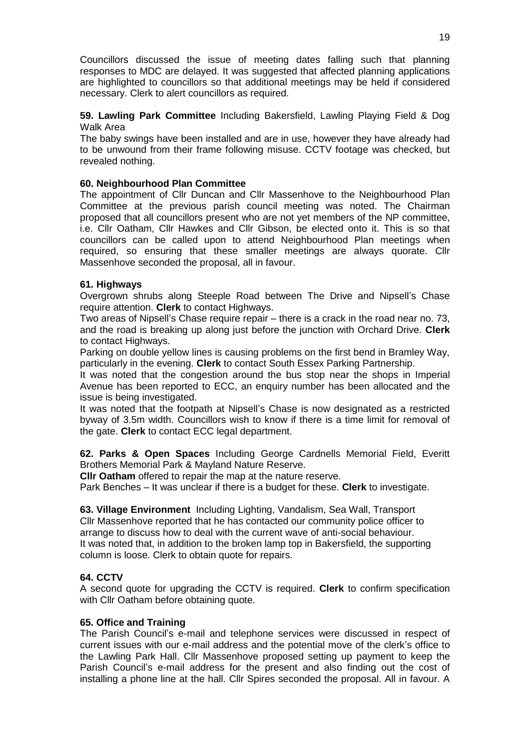Councillors discussed the issue of meeting dates falling such that planning responses to MDC are delayed. It was suggested that affected planning applications are highlighted to councillors so that additional meetings may be held if considered necessary. Clerk to alert councillors as required.

**59. Lawling Park Committee** Including Bakersfield, Lawling Playing Field & Dog Walk Area

The baby swings have been installed and are in use, however they have already had to be unwound from their frame following misuse. CCTV footage was checked, but revealed nothing.

**60. Neighbourhood Plan Committee**

The appointment of Cllr Duncan and Cllr Massenhove to the Neighbourhood Plan Committee at the previous parish council meeting was noted. The Chairman proposed that all councillors present who are not yet members of the NP committee, i.e. Cllr Oatham, Cllr Hawkes and Cllr Gibson, be elected onto it. This is so that councillors can be called upon to attend Neighbourhood Plan meetings when required, so ensuring that these smaller meetings are always quorate. Cllr Massenhove seconded the proposal, all in favour.

**61. Highways**

Overgrown shrubs along Steeple Road between The Drive and Nipsell's Chase require attention. **Clerk** to contact Highways.

Two areas of Nipsell's Chase require repair – there is a crack in the road near no. 73, and the road is breaking up along just before the junction with Orchard Drive. **Clerk** to contact Highways.

Parking on double yellow lines is causing problems on the first bend in Bramley Way, particularly in the evening. **Clerk** to contact South Essex Parking Partnership.

It was noted that the congestion around the bus stop near the shops in Imperial Avenue has been reported to ECC, an enquiry number has been allocated and the issue is being investigated.

It was noted that the footpath at Nipsell's Chase is now designated as a restricted byway of 3.5m width. Councillors wish to know if there is a time limit for removal of the gate. **Clerk** to contact ECC legal department.

**62. Parks & Open Spaces** Including George Cardnells Memorial Field, Everitt Brothers Memorial Park & Mayland Nature Reserve.

**Cllr Oatham** offered to repair the map at the nature reserve.

Park Benches – It was unclear if there is a budget for these. **Clerk** to investigate.

**63. Village Environment** Including Lighting, Vandalism, Sea Wall, Transport

Cllr Massenhove reported that he has contacted our community police officer to arrange to discuss how to deal with the current wave of anti-social behaviour.

It was noted that, in addition to the broken lamp top in Bakersfield, the supporting column is loose. Clerk to obtain quote for repairs.

**64. CCTV**

A second quote for upgrading the CCTV is required. **Clerk** to confirm specification with Cllr Oatham before obtaining quote.

**65. Office and Training**

The Parish Council's e-mail and telephone services were discussed in respect of current issues with our e-mail address and the potential move of the clerk's office to the Lawling Park Hall. Cllr Massenhove proposed setting up payment to keep the Parish Council's e-mail address for the present and also finding out the cost of installing a phone line at the hall. Cllr Spires seconded the proposal. All in favour. A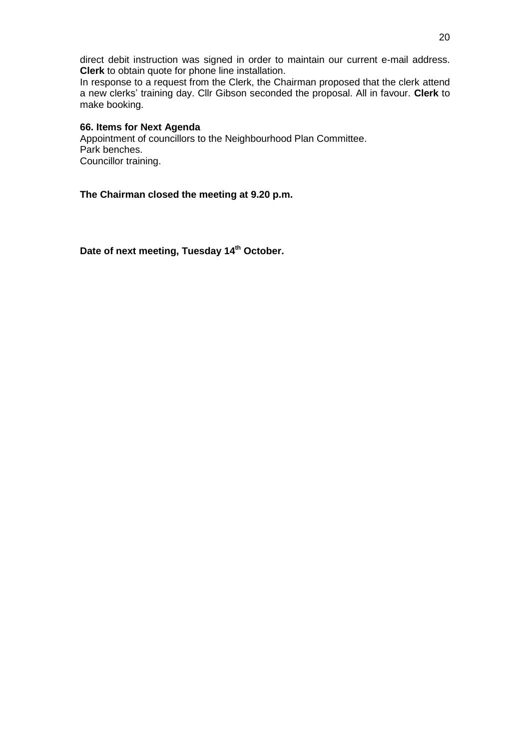direct debit instruction was signed in order to maintain our current e-mail address. **Clerk** to obtain quote for phone line installation.
In response to a request from the Clerk, the Chairman proposed that the clerk attend a new clerks' training day. Cllr Gibson seconded the proposal. All in favour. **Clerk** to make booking.

**66. Items for Next Agenda**
Appointment of councillors to the Neighbourhood Plan Committee.
Park benches.
Councillor training.

**The Chairman closed the meeting at 9.20 p.m.**

**Date of next meeting, Tuesday 14th October.**